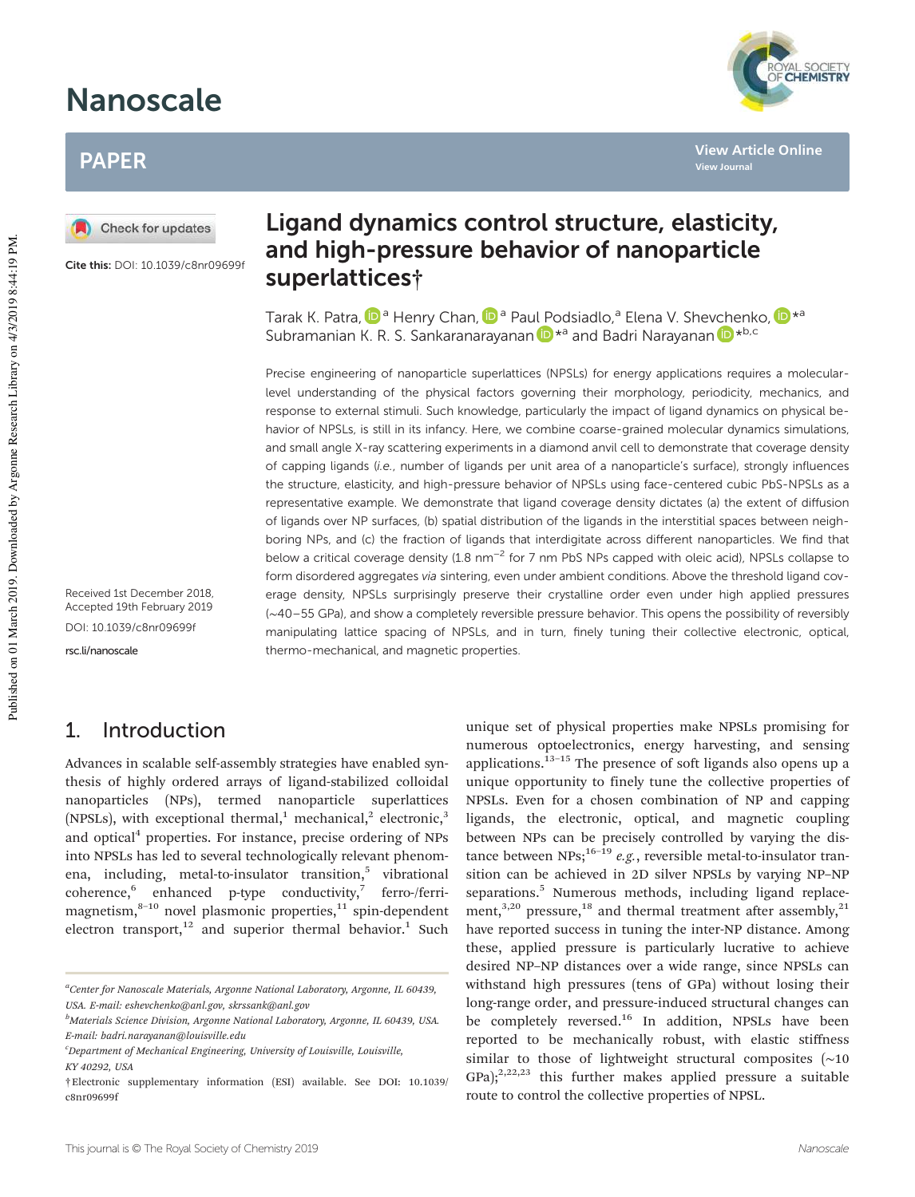# Ligand dynamics control structure, elasticity, and high-pressure behavior of nanoparticle superlattices†

Tarak K. Patra,[a] Henry Chan,[a] Paul Podsiadlo,[a] Elena V. Shevchenko,*[a] Subramanian K. R. S. Sankaranarayanan*[a] and Badri Narayanan*[b,c]

Cite this: DOI: 10.1039/c8nr09699f

Received 1st December 2018, Accepted 19th February 2019

DOI: 10.1039/c8nr09699f

rsc.li/nanoscale

Precise engineering of nanoparticle superlattices (NPSLs) for energy applications requires a molecular-level understanding of the physical factors governing their morphology, periodicity, mechanics, and response to external stimuli. Such knowledge, particularly the impact of ligand dynamics on physical behavior of NPSLs, is still in its infancy. Here, we combine coarse-grained molecular dynamics simulations, and small angle X-ray scattering experiments in a diamond anvil cell to demonstrate that coverage density of capping ligands (*i.e.*, number of ligands per unit area of a nanoparticle's surface), strongly influences the structure, elasticity, and high-pressure behavior of NPSLs using face-centered cubic PbS-NPSLs as a representative example. We demonstrate that ligand coverage density dictates (a) the extent of diffusion of ligands over NP surfaces, (b) spatial distribution of the ligands in the interstitial spaces between neighboring NPs, and (c) the fraction of ligands that interdigitate across different nanoparticles. We find that below a critical coverage density (1.8 $nm^{-2}$ for 7 nm PbS NPs capped with oleic acid), NPSLs collapse to form disordered aggregates *via* sintering, even under ambient conditions. Above the threshold ligand coverage density, NPSLs surprisingly preserve their crystalline order even under high applied pressures (~40–55 GPa), and show a completely reversible pressure behavior. This opens the possibility of reversibly manipulating lattice spacing of NPSLs, and in turn, finely tuning their collective electronic, optical, thermo-mechanical, and magnetic properties.

## 1. Introduction

Advances in scalable self-assembly strategies have enabled synthesis of highly ordered arrays of ligand-stabilized colloidal nanoparticles (NPs), termed nanoparticle superlattices (NPSLs), with exceptional thermal,[1] mechanical,[2] electronic,[3] and optical[4] properties. For instance, precise ordering of NPs into NPSLs has led to several technologically relevant phenomena, including, metal-to-insulator transition,[5] vibrational coherence,[6] enhanced p-type conductivity,[7] ferro-/ferri-magnetism,[8–10] novel plasmonic properties,[11] spin-dependent electron transport,[12] and superior thermal behavior.[1] Such unique set of physical properties make NPSLs promising for numerous optoelectronics, energy harvesting, and sensing applications.[13–15] The presence of soft ligands also opens up a unique opportunity to finely tune the collective properties of NPSLs. Even for a chosen combination of NP and capping ligands, the electronic, optical, and magnetic coupling between NPs can be precisely controlled by varying the distance between NPs;[16–19] *e.g.*, reversible metal-to-insulator transition can be achieved in 2D silver NPSLs by varying NP–NP separations.[5] Numerous methods, including ligand replacement,[3,20] pressure,[18] and thermal treatment after assembly,[21] have reported success in tuning the inter-NP distance. Among these, applied pressure is particularly lucrative to achieve desired NP–NP distances over a wide range, since NPSLs can withstand high pressures (tens of GPa) without losing their long-range order, and pressure-induced structural changes can be completely reversed.[16] In addition, NPSLs have been reported to be mechanically robust, with elastic stiffness similar to those of lightweight structural composites (~10 GPa);[2,22,23] this further makes applied pressure a suitable route to control the collective properties of NPSL.

---

[a]Center for Nanoscale Materials, Argonne National Laboratory, Argonne, IL 60439, USA. E-mail: eshevchenko@anl.gov, skrssank@anl.gov

[b]Materials Science Division, Argonne National Laboratory, Argonne, IL 60439, USA. E-mail: badri.narayanan@louisville.edu

[c]Department of Mechanical Engineering, University of Louisville, Louisville, KY 40292, USA

†Electronic supplementary information (ESI) available. See DOI: 10.1039/c8nr09699f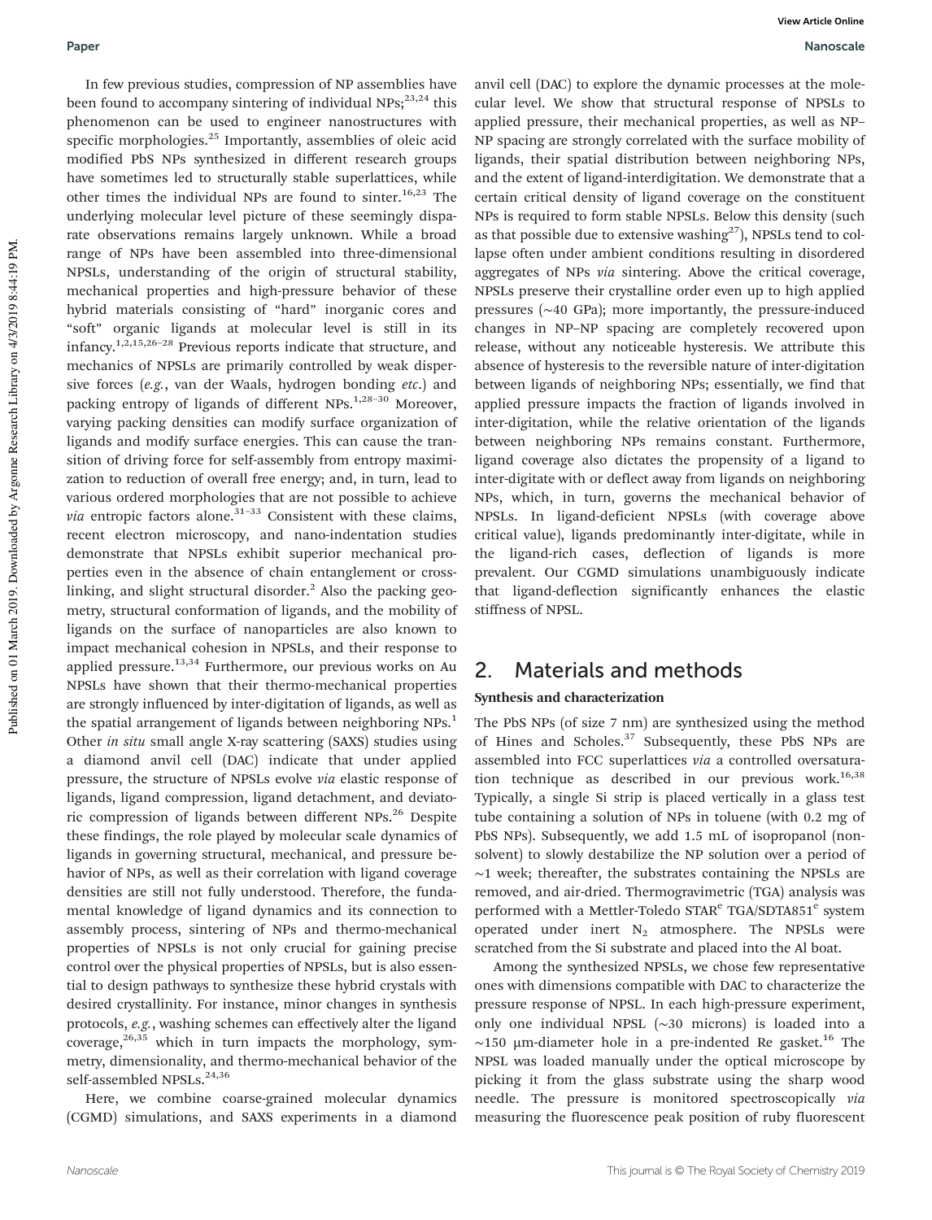In few previous studies, compression of NP assemblies have been found to accompany sintering of individual NPs;[23,24] this phenomenon can be used to engineer nanostructures with specific morphologies.[25] Importantly, assemblies of oleic acid modified PbS NPs synthesized in different research groups have sometimes led to structurally stable superlattices, while other times the individual NPs are found to sinter.[16,23] The underlying molecular level picture of these seemingly disparate observations remains largely unknown. While a broad range of NPs have been assembled into three-dimensional NPSLs, understanding of the origin of structural stability, mechanical properties and high-pressure behavior of these hybrid materials consisting of "hard" inorganic cores and "soft" organic ligands at molecular level is still in its infancy.[1,2,15,26–28] Previous reports indicate that structure, and mechanics of NPSLs are primarily controlled by weak dispersive forces (*e.g.*, van der Waals, hydrogen bonding *etc.*) and packing entropy of ligands of different NPs.[1,28–30] Moreover, varying packing densities can modify surface organization of ligands and modify surface energies. This can cause the transition of driving force for self-assembly from entropy maximization to reduction of overall free energy; and, in turn, lead to various ordered morphologies that are not possible to achieve *via* entropic factors alone.[31–33] Consistent with these claims, recent electron microscopy, and nano-indentation studies demonstrate that NPSLs exhibit superior mechanical properties even in the absence of chain entanglement or cross-linking, and slight structural disorder.[2] Also the packing geometry, structural conformation of ligands, and the mobility of ligands on the surface of nanoparticles are also known to impact mechanical cohesion in NPSLs, and their response to applied pressure.[13,34] Furthermore, our previous works on Au NPSLs have shown that their thermo-mechanical properties are strongly influenced by inter-digitation of ligands, as well as the spatial arrangement of ligands between neighboring NPs.[1] Other *in situ* small angle X-ray scattering (SAXS) studies using a diamond anvil cell (DAC) indicate that under applied pressure, the structure of NPSLs evolve *via* elastic response of ligands, ligand compression, ligand detachment, and deviatoric compression of ligands between different NPs.[26] Despite these findings, the role played by molecular scale dynamics of ligands in governing structural, mechanical, and pressure behavior of NPs, as well as their correlation with ligand coverage densities are still not fully understood. Therefore, the fundamental knowledge of ligand dynamics and its connection to assembly process, sintering of NPs and thermo-mechanical properties of NPSLs is not only crucial for gaining precise control over the physical properties of NPSLs, but is also essential to design pathways to synthesize these hybrid crystals with desired crystallinity. For instance, minor changes in synthesis protocols, *e.g.*, washing schemes can effectively alter the ligand coverage,[26,35] which in turn impacts the morphology, symmetry, dimensionality, and thermo-mechanical behavior of the self-assembled NPSLs.[24,36]

Here, we combine coarse-grained molecular dynamics (CGMD) simulations, and SAXS experiments in a diamond anvil cell (DAC) to explore the dynamic processes at the molecular level. We show that structural response of NPSLs to applied pressure, their mechanical properties, as well as NP–NP spacing are strongly correlated with the surface mobility of ligands, their spatial distribution between neighboring NPs, and the extent of ligand-interdigitation. We demonstrate that a certain critical density of ligand coverage on the constituent NPs is required to form stable NPSLs. Below this density (such as that possible due to extensive washing[27]), NPSLs tend to collapse often under ambient conditions resulting in disordered aggregates of NPs *via* sintering. Above the critical coverage, NPSLs preserve their crystalline order even up to high applied pressures (~40 GPa); more importantly, the pressure-induced changes in NP–NP spacing are completely recovered upon release, without any noticeable hysteresis. We attribute this absence of hysteresis to the reversible nature of inter-digitation between ligands of neighboring NPs; essentially, we find that applied pressure impacts the fraction of ligands involved in inter-digitation, while the relative orientation of the ligands between neighboring NPs remains constant. Furthermore, ligand coverage also dictates the propensity of a ligand to inter-digitate with or deflect away from ligands on neighboring NPs, which, in turn, governs the mechanical behavior of NPSLs. In ligand-deficient NPSLs (with coverage above critical value), ligands predominantly inter-digitate, while in the ligand-rich cases, deflection of ligands is more prevalent. Our CGMD simulations unambiguously indicate that ligand-deflection significantly enhances the elastic stiffness of NPSL.

## 2. Materials and methods

### Synthesis and characterization

The PbS NPs (of size 7 nm) are synthesized using the method of Hines and Scholes.[37] Subsequently, these PbS NPs are assembled into FCC superlattices *via* a controlled oversaturation technique as described in our previous work.[16,38] Typically, a single Si strip is placed vertically in a glass test tube containing a solution of NPs in toluene (with 0.2 mg of PbS NPs). Subsequently, we add 1.5 mL of isopropanol (non-solvent) to slowly destabilize the NP solution over a period of ~1 week; thereafter, the substrates containing the NPSLs are removed, and air-dried. Thermogravimetric (TGA) analysis was performed with a Mettler-Toledo STAR[e] TGA/SDTA851[e] system operated under inert $N_2$ atmosphere. The NPSLs were scratched from the Si substrate and placed into the Al boat.

Among the synthesized NPSLs, we chose few representative ones with dimensions compatible with DAC to characterize the pressure response of NPSL. In each high-pressure experiment, only one individual NPSL (~30 microns) is loaded into a ~150 μm-diameter hole in a pre-indented Re gasket.[16] The NPSL was loaded manually under the optical microscope by picking it from the glass substrate using the sharp wood needle. The pressure is monitored spectroscopically *via* measuring the fluorescence peak position of ruby fluorescent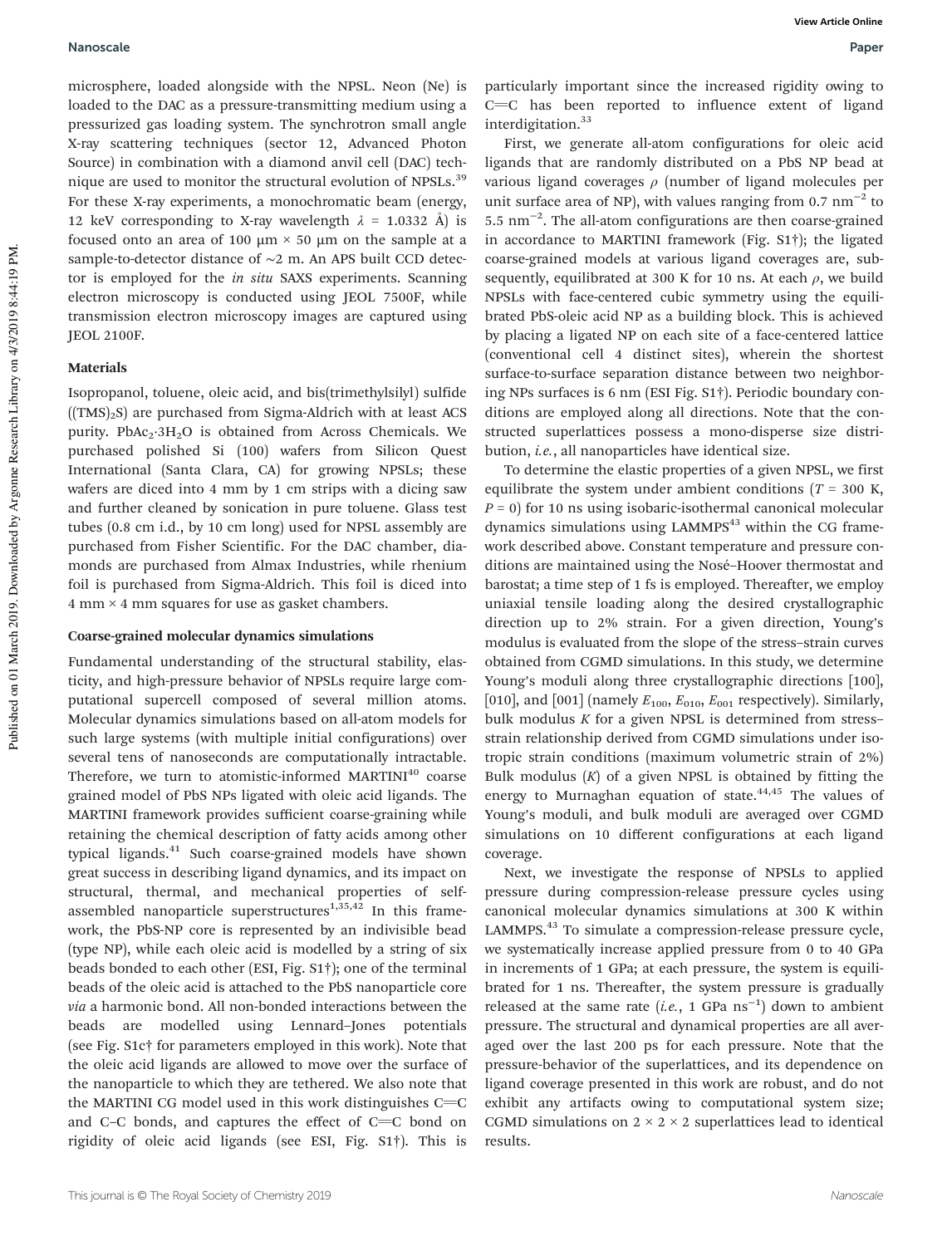microsphere, loaded alongside with the NPSL. Neon (Ne) is loaded to the DAC as a pressure-transmitting medium using a pressurized gas loading system. The synchrotron small angle X-ray scattering techniques (sector 12, Advanced Photon Source) in combination with a diamond anvil cell (DAC) technique are used to monitor the structural evolution of NPSLs.[39] For these X-ray experiments, a monochromatic beam (energy, 12 keV corresponding to X-ray wavelength $\lambda$ = 1.0332 Å) is focused onto an area of 100 μm × 50 μm on the sample at a sample-to-detector distance of ~2 m. An APS built CCD detector is employed for the *in situ* SAXS experiments. Scanning electron microscopy is conducted using JEOL 7500F, while transmission electron microscopy images are captured using JEOL 2100F.

### Materials

Isopropanol, toluene, oleic acid, and bis(trimethylsilyl) sulfide ($(TMS)_2S$) are purchased from Sigma-Aldrich with at least ACS purity. $PbAc_2 \cdot 3H_2O$ is obtained from Across Chemicals. We purchased polished Si (100) wafers from Silicon Quest International (Santa Clara, CA) for growing NPSLs; these wafers are diced into 4 mm by 1 cm strips with a dicing saw and further cleaned by sonication in pure toluene. Glass test tubes (0.8 cm i.d., by 10 cm long) used for NPSL assembly are purchased from Fisher Scientific. For the DAC chamber, diamonds are purchased from Almax Industries, while rhenium foil is purchased from Sigma-Aldrich. This foil is diced into 4 mm × 4 mm squares for use as gasket chambers.

### Coarse-grained molecular dynamics simulations

Fundamental understanding of the structural stability, elasticity, and high-pressure behavior of NPSLs require large computational supercell composed of several million atoms. Molecular dynamics simulations based on all-atom models for such large systems (with multiple initial configurations) over several tens of nanoseconds are computationally intractable. Therefore, we turn to atomistic-informed MARTINI[40] coarse grained model of PbS NPs ligated with oleic acid ligands. The MARTINI framework provides sufficient coarse-graining while retaining the chemical description of fatty acids among other typical ligands.[41] Such coarse-grained models have shown great success in describing ligand dynamics, and its impact on structural, thermal, and mechanical properties of self-assembled nanoparticle superstructures[1,35,42] In this framework, the PbS-NP core is represented by an indivisible bead (type NP), while each oleic acid is modelled by a string of six beads bonded to each other (ESI, Fig. S1†); one of the terminal beads of the oleic acid is attached to the PbS nanoparticle core *via* a harmonic bond. All non-bonded interactions between the beads are modelled using Lennard–Jones potentials (see Fig. S1c† for parameters employed in this work). Note that the oleic acid ligands are allowed to move over the surface of the nanoparticle to which they are tethered. We also note that the MARTINI CG model used in this work distinguishes C=C and C–C bonds, and captures the effect of C=C bond on rigidity of oleic acid ligands (see ESI, Fig. S1†). This is particularly important since the increased rigidity owing to C=C has been reported to influence extent of ligand interdigitation.[33]

First, we generate all-atom configurations for oleic acid ligands that are randomly distributed on a PbS NP bead at various ligand coverages $\rho$ (number of ligand molecules per unit surface area of NP), with values ranging from 0.7 $nm^{-2}$ to 5.5 $nm^{-2}$. The all-atom configurations are then coarse-grained in accordance to MARTINI framework (Fig. S1†); the ligated coarse-grained models at various ligand coverages are, subsequently, equilibrated at 300 K for 10 ns. At each $\rho$, we build NPSLs with face-centered cubic symmetry using the equilibrated PbS-oleic acid NP as a building block. This is achieved by placing a ligated NP on each site of a face-centered lattice (conventional cell 4 distinct sites), wherein the shortest surface-to-surface separation distance between two neighboring NPs surfaces is 6 nm (ESI Fig. S1†). Periodic boundary conditions are employed along all directions. Note that the constructed superlattices possess a mono-disperse size distribution, *i.e.*, all nanoparticles have identical size.

To determine the elastic properties of a given NPSL, we first equilibrate the system under ambient conditions ($T$ = 300 K, $P$ = 0) for 10 ns using isobaric-isothermal canonical molecular dynamics simulations using LAMMPS[43] within the CG framework described above. Constant temperature and pressure conditions are maintained using the Nosé–Hoover thermostat and barostat; a time step of 1 fs is employed. Thereafter, we employ uniaxial tensile loading along the desired crystallographic direction up to 2% strain. For a given direction, Young's modulus is evaluated from the slope of the stress–strain curves obtained from CGMD simulations. In this study, we determine Young's moduli along three crystallographic directions [100], [010], and [001] (namely $E_{100}$, $E_{010}$, $E_{001}$ respectively). Similarly, bulk modulus $K$ for a given NPSL is determined from stress–strain relationship derived from CGMD simulations under isotropic strain conditions (maximum volumetric strain of 2%) Bulk modulus ($K$) of a given NPSL is obtained by fitting the energy to Murnaghan equation of state.[44,45] The values of Young's moduli, and bulk moduli are averaged over CGMD simulations on 10 different configurations at each ligand coverage.

Next, we investigate the response of NPSLs to applied pressure during compression-release pressure cycles using canonical molecular dynamics simulations at 300 K within LAMMPS.[43] To simulate a compression-release pressure cycle, we systematically increase applied pressure from 0 to 40 GPa in increments of 1 GPa; at each pressure, the system is equilibrated for 1 ns. Thereafter, the system pressure is gradually released at the same rate (*i.e.*, 1 GPa $ns^{-1}$) down to ambient pressure. The structural and dynamical properties are all averaged over the last 200 ps for each pressure. Note that the pressure-behavior of the superlattices, and its dependence on ligand coverage presented in this work are robust, and do not exhibit any artifacts owing to computational system size; CGMD simulations on 2 × 2 × 2 superlattices lead to identical results.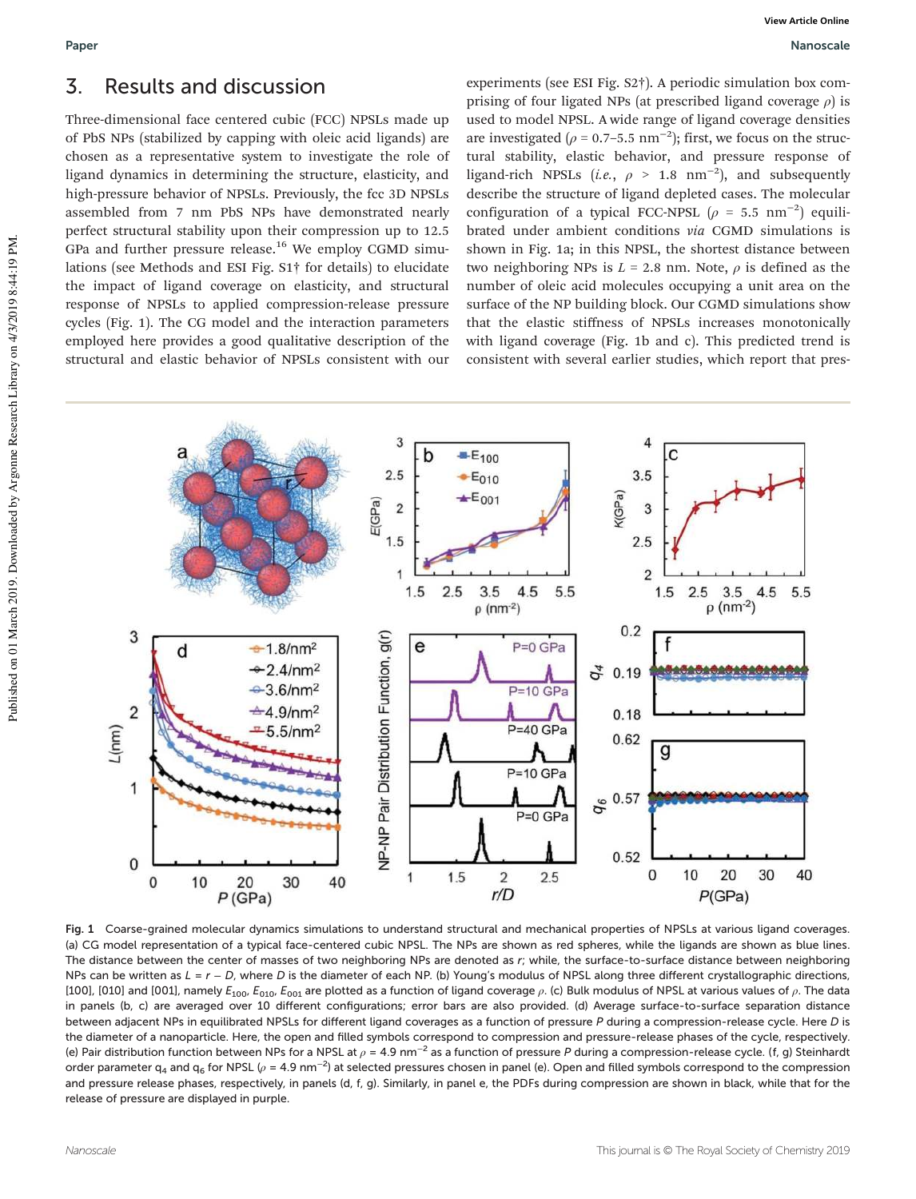## 3. Results and discussion

Three-dimensional face centered cubic (FCC) NPSLs made up of PbS NPs (stabilized by capping with oleic acid ligands) are chosen as a representative system to investigate the role of ligand dynamics in determining the structure, elasticity, and high-pressure behavior of NPSLs. Previously, the fcc 3D NPSLs assembled from 7 nm PbS NPs have demonstrated nearly perfect structural stability upon their compression up to 12.5 GPa and further pressure release.[16] We employ CGMD simulations (see Methods and ESI Fig. S1† for details) to elucidate the impact of ligand coverage on elasticity, and structural response of NPSLs to applied compression-release pressure cycles (Fig. 1). The CG model and the interaction parameters employed here provides a good qualitative description of the structural and elastic behavior of NPSLs consistent with our experiments (see ESI Fig. S2†). A periodic simulation box comprising of four ligated NPs (at prescribed ligand coverage $\rho$) is used to model NPSL. A wide range of ligand coverage densities are investigated ($\rho$ = 0.7–5.5 nm$^{-2}$); first, we focus on the structural stability, elastic behavior, and pressure response of ligand-rich NPSLs (*i.e.*, $\rho$ > 1.8 nm$^{-2}$), and subsequently describe the structure of ligand depleted cases. The molecular configuration of a typical FCC-NPSL ($\rho$ = 5.5 nm$^{-2}$) equilibrated under ambient conditions *via* CGMD simulations is shown in Fig. 1a; in this NPSL, the shortest distance between two neighboring NPs is $L$ = 2.8 nm. Note, $\rho$ is defined as the number of oleic acid molecules occupying a unit area on the surface of the NP building block. Our CGMD simulations show that the elastic stiffness of NPSLs increases monotonically with ligand coverage (Fig. 1b and c). This predicted trend is consistent with several earlier studies, which report that pres-

Fig. 1 Coarse-grained molecular dynamics simulations to understand structural and mechanical properties of NPSLs at various ligand coverages. (a) CG model representation of a typical face-centered cubic NPSL. The NPs are shown as red spheres, while the ligands are shown as blue lines. The distance between the center of masses of two neighboring NPs are denoted as $r$; while, the surface-to-surface distance between neighboring NPs can be written as $L = r - D$, where $D$ is the diameter of each NP. (b) Young's modulus of NPSL along three different crystallographic directions, [100], [010] and [001], namely $E_{100}$, $E_{010}$, $E_{001}$ are plotted as a function of ligand coverage $\rho$. (c) Bulk modulus of NPSL at various values of $\rho$. The data in panels (b, c) are averaged over 10 different configurations; error bars are also provided. (d) Average surface-to-surface separation distance between adjacent NPs in equilibrated NPSLs for different ligand coverages as a function of pressure $P$ during a compression-release cycle. Here $D$ is the diameter of a nanoparticle. Here, the open and filled symbols correspond to compression and pressure-release phases of the cycle, respectively. (e) Pair distribution function between NPs for a NPSL at $\rho$ = 4.9 nm$^{-2}$ as a function of pressure $P$ during a compression-release cycle. (f, g) Steinhardt order parameter $q_4$ and $q_6$ for NPSL ($\rho$ = 4.9 nm$^{-2}$) at selected pressures chosen in panel (e). Open and filled symbols correspond to the compression and pressure release phases, respectively, in panels (d, f, g). Similarly, in panel e, the PDFs during compression are shown in black, while that for the release of pressure are displayed in purple.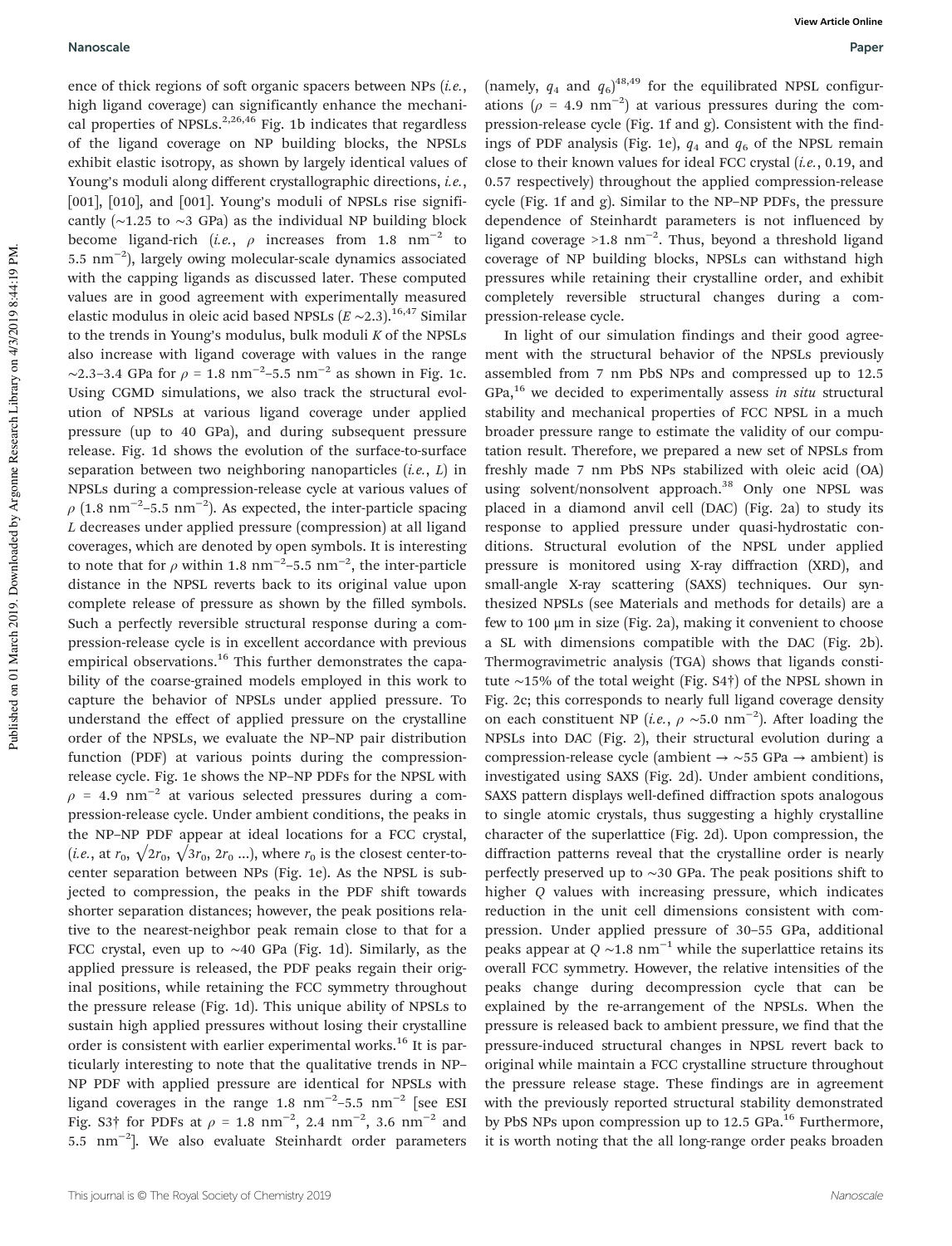ence of thick regions of soft organic spacers between NPs (*i.e.*, high ligand coverage) can significantly enhance the mechanical properties of NPSLs.[2,26,46] Fig. 1b indicates that regardless of the ligand coverage on NP building blocks, the NPSLs exhibit elastic isotropy, as shown by largely identical values of Young's moduli along different crystallographic directions, *i.e.*, [001], [010], and [001]. Young's moduli of NPSLs rise significantly (~1.25 to ~3 GPa) as the individual NP building block become ligand-rich (*i.e.*, $\rho$ increases from 1.8 $nm^{-2}$ to 5.5 $nm^{-2}$), largely owing molecular-scale dynamics associated with the capping ligands as discussed later. These computed values are in good agreement with experimentally measured elastic modulus in oleic acid based NPSLs ($E$ ~2.3).[16,47] Similar to the trends in Young's modulus, bulk moduli $K$ of the NPSLs also increase with ligand coverage with values in the range ~2.3–3.4 GPa for $\rho$ = 1.8 $nm^{-2}$–5.5 $nm^{-2}$ as shown in Fig. 1c. Using CGMD simulations, we also track the structural evolution of NPSLs at various ligand coverage under applied pressure (up to 40 GPa), and during subsequent pressure release. Fig. 1d shows the evolution of the surface-to-surface separation between two neighboring nanoparticles (*i.e.*, $L$) in NPSLs during a compression-release cycle at various values of $\rho$ (1.8 $nm^{-2}$–5.5 $nm^{-2}$). As expected, the inter-particle spacing $L$ decreases under applied pressure (compression) at all ligand coverages, which are denoted by open symbols. It is interesting to note that for $\rho$ within 1.8 $nm^{-2}$–5.5 $nm^{-2}$, the inter-particle distance in the NPSL reverts back to its original value upon complete release of pressure as shown by the filled symbols. Such a perfectly reversible structural response during a compression-release cycle is in excellent accordance with previous empirical observations.[16] This further demonstrates the capability of the coarse-grained models employed in this work to capture the behavior of NPSLs under applied pressure. To understand the effect of applied pressure on the crystalline order of the NPSLs, we evaluate the NP–NP pair distribution function (PDF) at various points during the compression-release cycle. Fig. 1e shows the NP–NP PDFs for the NPSL with $\rho$ = 4.9 $nm^{-2}$ at various selected pressures during a compression-release cycle. Under ambient conditions, the peaks in the NP–NP PDF appear at ideal locations for a FCC crystal, (*i.e.*, at $r_0$, $\sqrt{2}r_0$, $\sqrt{3}r_0$, $2r_0$ ...), where $r_0$ is the closest center-to-center separation between NPs (Fig. 1e). As the NPSL is subjected to compression, the peaks in the PDF shift towards shorter separation distances; however, the peak positions relative to the nearest-neighbor peak remain close to that for a FCC crystal, even up to ~40 GPa (Fig. 1d). Similarly, as the applied pressure is released, the PDF peaks regain their original positions, while retaining the FCC symmetry throughout the pressure release (Fig. 1d). This unique ability of NPSLs to sustain high applied pressures without losing their crystalline order is consistent with earlier experimental works.[16] It is particularly interesting to note that the qualitative trends in NP–NP PDF with applied pressure are identical for NPSLs with ligand coverages in the range 1.8 $nm^{-2}$–5.5 $nm^{-2}$ [see ESI Fig. S3† for PDFs at $\rho$ = 1.8 $nm^{-2}$, 2.4 $nm^{-2}$, 3.6 $nm^{-2}$ and 5.5 $nm^{-2}$]. We also evaluate Steinhardt order parameters (namely, $q_4$ and $q_6$)[48,49] for the equilibrated NPSL configurations ($\rho$ = 4.9 $nm^{-2}$) at various pressures during the compression-release cycle (Fig. 1f and g). Consistent with the findings of PDF analysis (Fig. 1e), $q_4$ and $q_6$ of the NPSL remain close to their known values for ideal FCC crystal (*i.e.*, 0.19, and 0.57 respectively) throughout the applied compression-release cycle (Fig. 1f and g). Similar to the NP–NP PDFs, the pressure dependence of Steinhardt parameters is not influenced by ligand coverage >1.8 $nm^{-2}$. Thus, beyond a threshold ligand coverage of NP building blocks, NPSLs can withstand high pressures while retaining their crystalline order, and exhibit completely reversible structural changes during a compression-release cycle.

In light of our simulation findings and their good agreement with the structural behavior of the NPSLs previously assembled from 7 nm PbS NPs and compressed up to 12.5 GPa,[16] we decided to experimentally assess *in situ* structural stability and mechanical properties of FCC NPSL in a much broader pressure range to estimate the validity of our computation result. Therefore, we prepared a new set of NPSLs from freshly made 7 nm PbS NPs stabilized with oleic acid (OA) using solvent/nonsolvent approach.[38] Only one NPSL was placed in a diamond anvil cell (DAC) (Fig. 2a) to study its response to applied pressure under quasi-hydrostatic conditions. Structural evolution of the NPSL under applied pressure is monitored using X-ray diffraction (XRD), and small-angle X-ray scattering (SAXS) techniques. Our synthesized NPSLs (see Materials and methods for details) are a few to 100 μm in size (Fig. 2a), making it convenient to choose a SL with dimensions compatible with the DAC (Fig. 2b). Thermogravimetric analysis (TGA) shows that ligands constitute ~15% of the total weight (Fig. S4†) of the NPSL shown in Fig. 2c; this corresponds to nearly full ligand coverage density on each constituent NP (*i.e.*, $\rho$ ~5.0 $nm^{-2}$). After loading the NPSLs into DAC (Fig. 2), their structural evolution during a compression-release cycle (ambient → ~55 GPa → ambient) is investigated using SAXS (Fig. 2d). Under ambient conditions, SAXS pattern displays well-defined diffraction spots analogous to single atomic crystals, thus suggesting a highly crystalline character of the superlattice (Fig. 2d). Upon compression, the diffraction patterns reveal that the crystalline order is nearly perfectly preserved up to ~30 GPa. The peak positions shift to higher $Q$ values with increasing pressure, which indicates reduction in the unit cell dimensions consistent with compression. Under applied pressure of 30–55 GPa, additional peaks appear at $Q$ ~1.8 $nm^{-1}$ while the superlattice retains its overall FCC symmetry. However, the relative intensities of the peaks change during decompression cycle that can be explained by the re-arrangement of the NPSLs. When the pressure is released back to ambient pressure, we find that the pressure-induced structural changes in NPSL revert back to original while maintain a FCC crystalline structure throughout the pressure release stage. These findings are in agreement with the previously reported structural stability demonstrated by PbS NPs upon compression up to 12.5 GPa.[16] Furthermore, it is worth noting that the all long-range order peaks broaden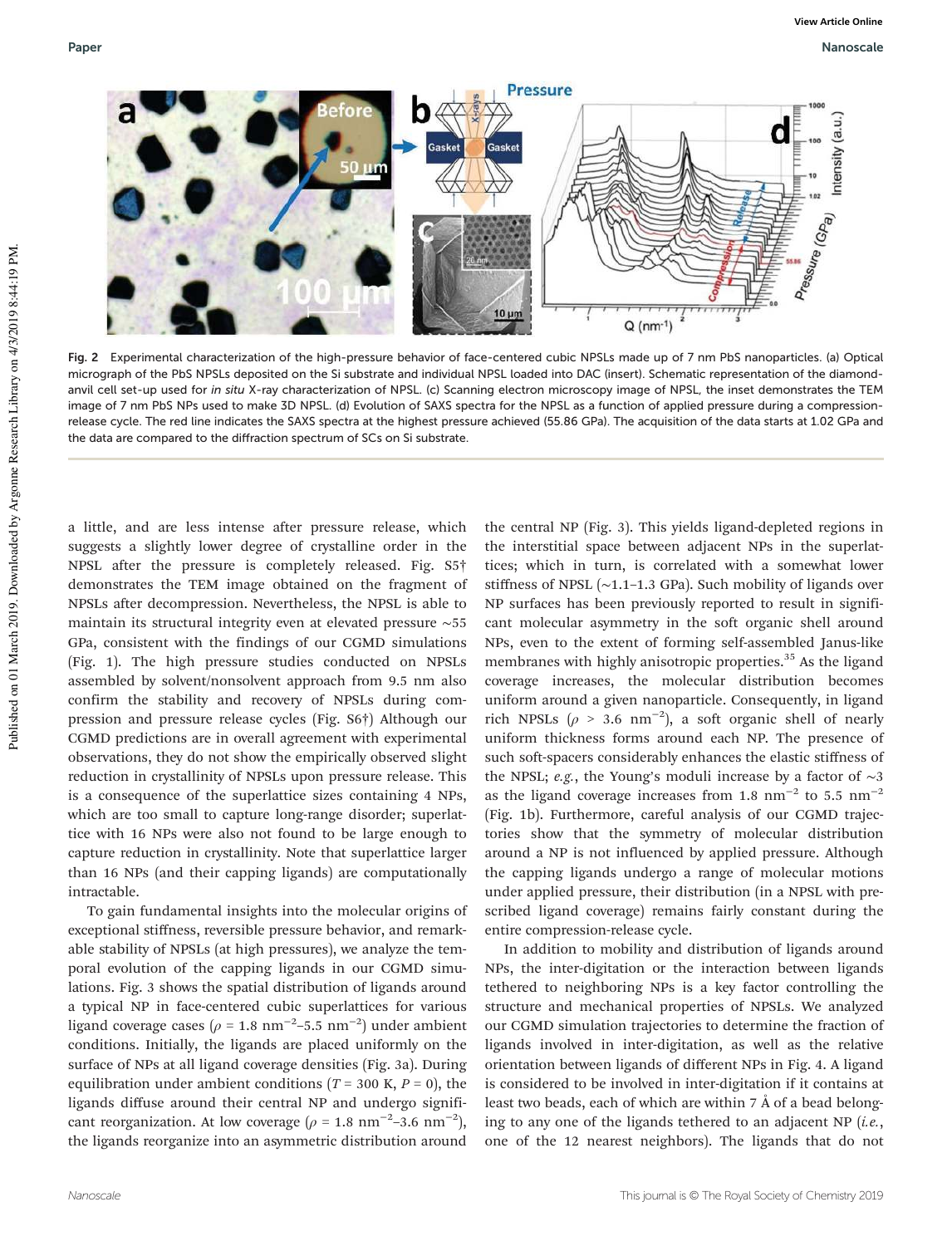Fig. 2 Experimental characterization of the high-pressure behavior of face-centered cubic NPSLs made up of 7 nm PbS nanoparticles. (a) Optical micrograph of the PbS NPSLs deposited on the Si substrate and individual NPSL loaded into DAC (insert). Schematic representation of the diamond-anvil cell set-up used for *in situ* X-ray characterization of NPSL. (c) Scanning electron microscopy image of NPSL, the inset demonstrates the TEM image of 7 nm PbS NPs used to make 3D NPSL. (d) Evolution of SAXS spectra for the NPSL as a function of applied pressure during a compression-release cycle. The red line indicates the SAXS spectra at the highest pressure achieved (55.86 GPa). The acquisition of the data starts at 1.02 GPa and the data are compared to the diffraction spectrum of SCs on Si substrate.

a little, and are less intense after pressure release, which suggests a slightly lower degree of crystalline order in the NPSL after the pressure is completely released. Fig. S5† demonstrates the TEM image obtained on the fragment of NPSLs after decompression. Nevertheless, the NPSL is able to maintain its structural integrity even at elevated pressure ~55 GPa, consistent with the findings of our CGMD simulations (Fig. 1). The high pressure studies conducted on NPSLs assembled by solvent/nonsolvent approach from 9.5 nm also confirm the stability and recovery of NPSLs during compression and pressure release cycles (Fig. S6†) Although our CGMD predictions are in overall agreement with experimental observations, they do not show the empirically observed slight reduction in crystallinity of NPSLs upon pressure release. This is a consequence of the superlattice sizes containing 4 NPs, which are too small to capture long-range disorder; superlattice with 16 NPs were also not found to be large enough to capture reduction in crystallinity. Note that superlattice larger than 16 NPs (and their capping ligands) are computationally intractable.

To gain fundamental insights into the molecular origins of exceptional stiffness, reversible pressure behavior, and remarkable stability of NPSLs (at high pressures), we analyze the temporal evolution of the capping ligands in our CGMD simulations. Fig. 3 shows the spatial distribution of ligands around a typical NP in face-centered cubic superlattices for various ligand coverage cases ($\rho$ = 1.8 nm$^{-2}$–5.5 nm$^{-2}$) under ambient conditions. Initially, the ligands are placed uniformly on the surface of NPs at all ligand coverage densities (Fig. 3a). During equilibration under ambient conditions ($T$ = 300 K, $P$ = 0), the ligands diffuse around their central NP and undergo significant reorganization. At low coverage ($\rho$ = 1.8 nm$^{-2}$–3.6 nm$^{-2}$), the ligands reorganize into an asymmetric distribution around the central NP (Fig. 3). This yields ligand-depleted regions in the interstitial space between adjacent NPs in the superlattices; which in turn, is correlated with a somewhat lower stiffness of NPSL (~1.1–1.3 GPa). Such mobility of ligands over NP surfaces has been previously reported to result in significant molecular asymmetry in the soft organic shell around NPs, even to the extent of forming self-assembled Janus-like membranes with highly anisotropic properties.[35] As the ligand coverage increases, the molecular distribution becomes uniform around a given nanoparticle. Consequently, in ligand rich NPSLs ($\rho$ > 3.6 nm$^{-2}$), a soft organic shell of nearly uniform thickness forms around each NP. The presence of such soft-spacers considerably enhances the elastic stiffness of the NPSL; *e.g.*, the Young's moduli increase by a factor of ~3 as the ligand coverage increases from 1.8 nm$^{-2}$ to 5.5 nm$^{-2}$ (Fig. 1b). Furthermore, careful analysis of our CGMD trajectories show that the symmetry of molecular distribution around a NP is not influenced by applied pressure. Although the capping ligands undergo a range of molecular motions under applied pressure, their distribution (in a NPSL with prescribed ligand coverage) remains fairly constant during the entire compression-release cycle.

In addition to mobility and distribution of ligands around NPs, the inter-digitation or the interaction between ligands tethered to neighboring NPs is a key factor controlling the structure and mechanical properties of NPSLs. We analyzed our CGMD simulation trajectories to determine the fraction of ligands involved in inter-digitation, as well as the relative orientation between ligands of different NPs in Fig. 4. A ligand is considered to be involved in inter-digitation if it contains at least two beads, each of which are within 7 Å of a bead belonging to any one of the ligands tethered to an adjacent NP (*i.e.*, one of the 12 nearest neighbors). The ligands that do not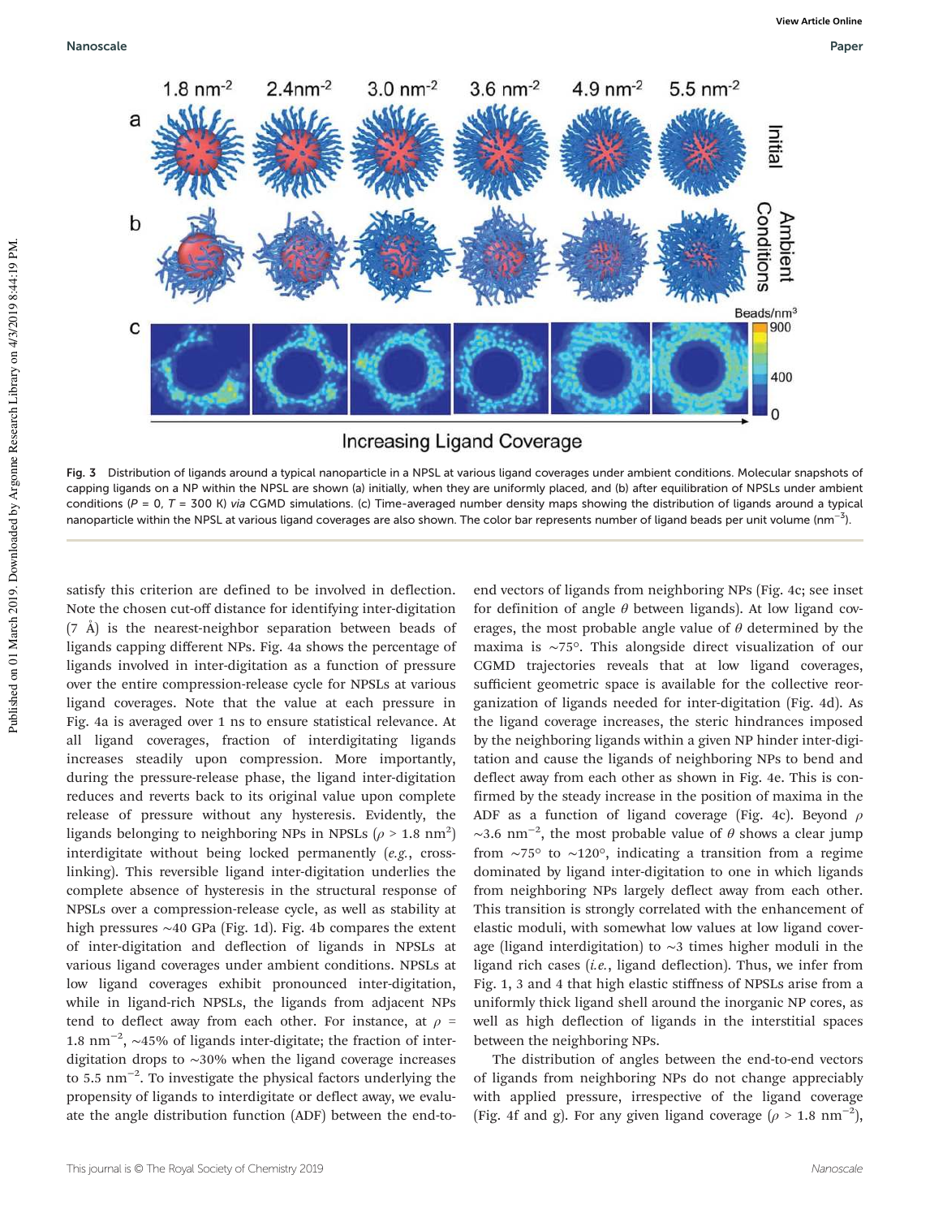Fig. 3 Distribution of ligands around a typical nanoparticle in a NPSL at various ligand coverages under ambient conditions. Molecular snapshots of capping ligands on a NP within the NPSL are shown (a) initially, when they are uniformly placed, and (b) after equilibration of NPSLs under ambient conditions ($P$ = 0, $T$ = 300 K) *via* CGMD simulations. (c) Time-averaged number density maps showing the distribution of ligands around a typical nanoparticle within the NPSL at various ligand coverages are also shown. The color bar represents number of ligand beads per unit volume (nm$^{-3}$).

satisfy this criterion are defined to be involved in deflection. Note the chosen cut-off distance for identifying inter-digitation (7 Å) is the nearest-neighbor separation between beads of ligands capping different NPs. Fig. 4a shows the percentage of ligands involved in inter-digitation as a function of pressure over the entire compression-release cycle for NPSLs at various ligand coverages. Note that the value at each pressure in Fig. 4a is averaged over 1 ns to ensure statistical relevance. At all ligand coverages, fraction of interdigitating ligands increases steadily upon compression. More importantly, during the pressure-release phase, the ligand inter-digitation reduces and reverts back to its original value upon complete release of pressure without any hysteresis. Evidently, the ligands belonging to neighboring NPs in NPSLs ($\rho$ > 1.8 nm$^2$) interdigitate without being locked permanently (*e.g.*, cross-linking). This reversible ligand inter-digitation underlies the complete absence of hysteresis in the structural response of NPSLs over a compression-release cycle, as well as stability at high pressures ∼40 GPa (Fig. 1d). Fig. 4b compares the extent of inter-digitation and deflection of ligands in NPSLs at various ligand coverages under ambient conditions. NPSLs at low ligand coverages exhibit pronounced inter-digitation, while in ligand-rich NPSLs, the ligands from adjacent NPs tend to deflect away from each other. For instance, at $\rho$ = 1.8 nm$^{-2}$, ∼45% of ligands inter-digitate; the fraction of inter-digitation drops to ∼30% when the ligand coverage increases to 5.5 nm$^{-2}$. To investigate the physical factors underlying the propensity of ligands to interdigitate or deflect away, we evaluate the angle distribution function (ADF) between the end-to-end vectors of ligands from neighboring NPs (Fig. 4c; see inset for definition of angle $\theta$ between ligands). At low ligand coverages, the most probable angle value of $\theta$ determined by the maxima is ∼75°. This alongside direct visualization of our CGMD trajectories reveals that at low ligand coverages, sufficient geometric space is available for the collective reorganization of ligands needed for inter-digitation (Fig. 4d). As the ligand coverage increases, the steric hindrances imposed by the neighboring ligands within a given NP hinder inter-digitation and cause the ligands of neighboring NPs to bend and deflect away from each other as shown in Fig. 4e. This is confirmed by the steady increase in the position of maxima in the ADF as a function of ligand coverage (Fig. 4c). Beyond $\rho$ ∼3.6 nm$^{-2}$, the most probable value of $\theta$ shows a clear jump from ∼75° to ∼120°, indicating a transition from a regime dominated by ligand inter-digitation to one in which ligands from neighboring NPs largely deflect away from each other. This transition is strongly correlated with the enhancement of elastic moduli, with somewhat low values at low ligand coverage (ligand interdigitation) to ∼3 times higher moduli in the ligand rich cases (*i.e.*, ligand deflection). Thus, we infer from Fig. 1, 3 and 4 that high elastic stiffness of NPSLs arise from a uniformly thick ligand shell around the inorganic NP cores, as well as high deflection of ligands in the interstitial spaces between the neighboring NPs.

The distribution of angles between the end-to-end vectors of ligands from neighboring NPs do not change appreciably with applied pressure, irrespective of the ligand coverage (Fig. 4f and g). For any given ligand coverage ($\rho$ > 1.8 nm$^{-2}$),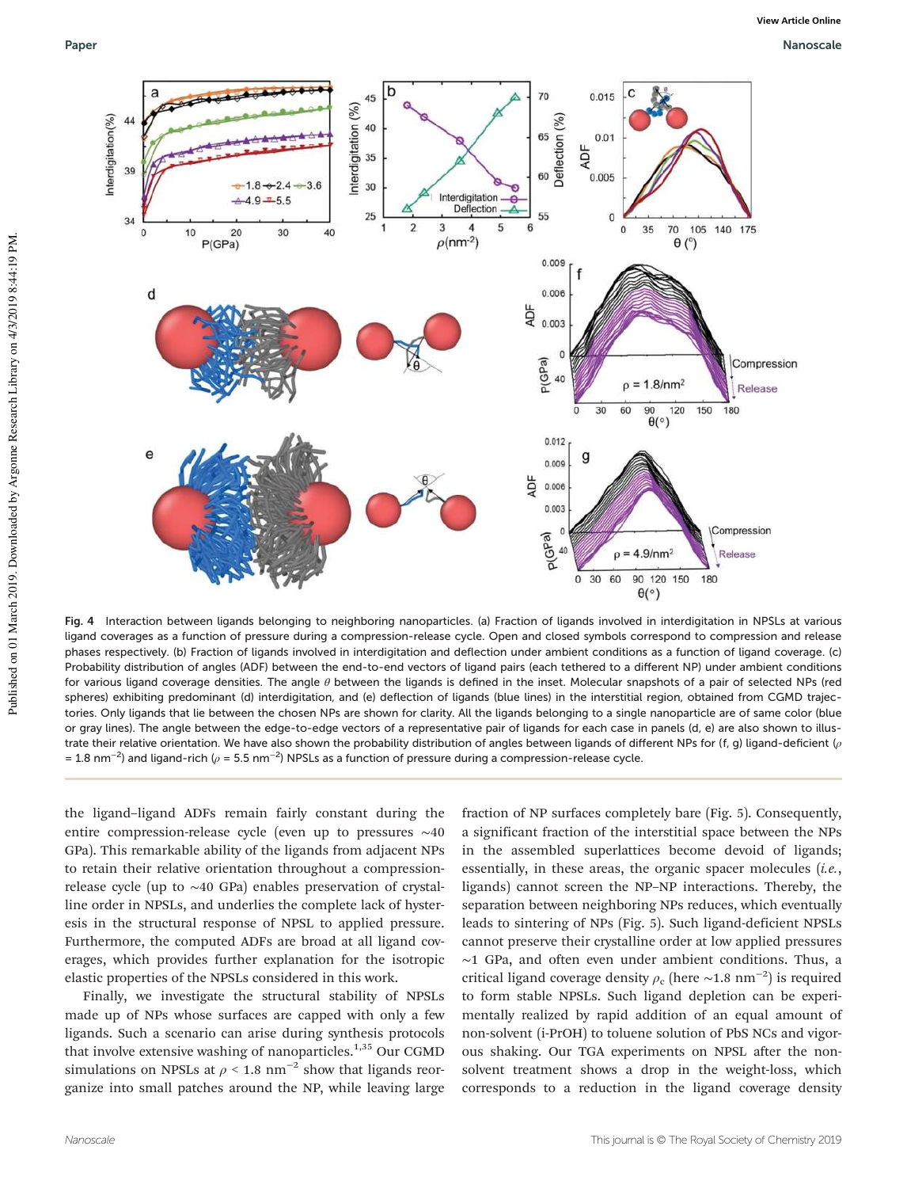Fig. 4 Interaction between ligands belonging to neighboring nanoparticles. (a) Fraction of ligands involved in interdigitation in NPSLs at various ligand coverages as a function of pressure during a compression-release cycle. Open and closed symbols correspond to compression and release phases respectively. (b) Fraction of ligands involved in interdigitation and deflection under ambient conditions as a function of ligand coverage. (c) Probability distribution of angles (ADF) between the end-to-end vectors of ligand pairs (each tethered to a different NP) under ambient conditions for various ligand coverage densities. The angle $\theta$ between the ligands is defined in the inset. Molecular snapshots of a pair of selected NPs (red spheres) exhibiting predominant (d) interdigitation, and (e) deflection of ligands (blue lines) in the interstitial region, obtained from CGMD trajectories. Only ligands that lie between the chosen NPs are shown for clarity. All the ligands belonging to a single nanoparticle are of same color (blue or gray lines). The angle between the edge-to-edge vectors of a representative pair of ligands for each case in panels (d, e) are also shown to illustrate their relative orientation. We have also shown the probability distribution of angles between ligands of different NPs for (f, g) ligand-deficient ($\rho$ = 1.8 nm$^{-2}$) and ligand-rich ($\rho$ = 5.5 nm$^{-2}$) NPSLs as a function of pressure during a compression-release cycle.

the ligand–ligand ADFs remain fairly constant during the entire compression-release cycle (even up to pressures ~40 GPa). This remarkable ability of the ligands from adjacent NPs to retain their relative orientation throughout a compression-release cycle (up to ~40 GPa) enables preservation of crystalline order in NPSLs, and underlies the complete lack of hysteresis in the structural response of NPSL to applied pressure. Furthermore, the computed ADFs are broad at all ligand coverages, which provides further explanation for the isotropic elastic properties of the NPSLs considered in this work.

Finally, we investigate the structural stability of NPSLs made up of NPs whose surfaces are capped with only a few ligands. Such a scenario can arise during synthesis protocols that involve extensive washing of nanoparticles.[1,35] Our CGMD simulations on NPSLs at $\rho$ < 1.8 nm$^{-2}$ show that ligands reorganize into small patches around the NP, while leaving large fraction of NP surfaces completely bare (Fig. 5). Consequently, a significant fraction of the interstitial space between the NPs in the assembled superlattices become devoid of ligands; essentially, in these areas, the organic spacer molecules (*i.e.*, ligands) cannot screen the NP–NP interactions. Thereby, the separation between neighboring NPs reduces, which eventually leads to sintering of NPs (Fig. 5). Such ligand-deficient NPSLs cannot preserve their crystalline order at low applied pressures ~1 GPa, and often even under ambient conditions. Thus, a critical ligand coverage density $\rho_c$ (here ~1.8 nm$^{-2}$) is required to form stable NPSLs. Such ligand depletion can be experimentally realized by rapid addition of an equal amount of non-solvent (i-PrOH) to toluene solution of PbS NCs and vigorous shaking. Our TGA experiments on NPSL after the non-solvent treatment shows a drop in the weight-loss, which corresponds to a reduction in the ligand coverage density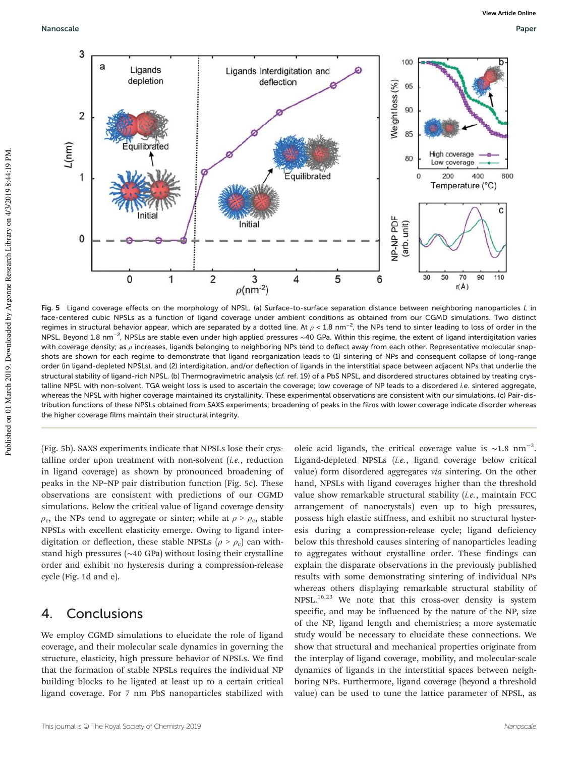Fig. 5 Ligand coverage effects on the morphology of NPSL. (a) Surface-to-surface separation distance between neighboring nanoparticles $L$ in face-centered cubic NPSLs as a function of ligand coverage under ambient conditions as obtained from our CGMD simulations. Two distinct regimes in structural behavior appear, which are separated by a dotted line. At $\rho$ < 1.8 nm$^{-2}$, the NPs tend to sinter leading to loss of order in the NPSL. Beyond 1.8 nm$^{-2}$, NPSLs are stable even under high applied pressures ~40 GPa. Within this regime, the extent of ligand interdigitation varies with coverage density; as $\rho$ increases, ligands belonging to neighboring NPs tend to deflect away from each other. Representative molecular snapshots are shown for each regime to demonstrate that ligand reorganization leads to (1) sintering of NPs and consequent collapse of long-range order (in ligand-depleted NPSLs), and (2) interdigitation, and/or deflection of ligands in the interstitial space between adjacent NPs that underlie the structural stability of ligand-rich NPSL. (b) Thermogravimetric analysis (*cf.* ref. 19) of a PbS NPSL, and disordered structures obtained by treating crystalline NPSL with non-solvent. TGA weight loss is used to ascertain the coverage; low coverage of NP leads to a disordered *i.e.* sintered aggregate, whereas the NPSL with higher coverage maintained its crystallinity. These experimental observations are consistent with our simulations. (c) Pair-distribution functions of these NPSLs obtained from SAXS experiments; broadening of peaks in the films with lower coverage indicate disorder whereas the higher coverage films maintain their structural integrity.

(Fig. 5b). SAXS experiments indicate that NPSLs lose their crystalline order upon treatment with non-solvent (*i.e.*, reduction in ligand coverage) as shown by pronounced broadening of peaks in the NP–NP pair distribution function (Fig. 5c). These observations are consistent with predictions of our CGMD simulations. Below the critical value of ligand coverage density $\rho_c$, the NPs tend to aggregate or sinter; while at $\rho > \rho_c$, stable NPSLs with excellent elasticity emerge. Owing to ligand interdigitation or deflection, these stable NPSLs ($\rho > \rho_c$) can withstand high pressures (~40 GPa) without losing their crystalline order and exhibit no hysteresis during a compression-release cycle (Fig. 1d and e).

## 4. Conclusions

We employ CGMD simulations to elucidate the role of ligand coverage, and their molecular scale dynamics in governing the structure, elasticity, high pressure behavior of NPSLs. We find that the formation of stable NPSLs requires the individual NP building blocks to be ligated at least up to a certain critical ligand coverage. For 7 nm PbS nanoparticles stabilized with oleic acid ligands, the critical coverage value is ~1.8 nm$^{-2}$. Ligand-depleted NPSLs (*i.e.*, ligand coverage below critical value) form disordered aggregates *via* sintering. On the other hand, NPSLs with ligand coverages higher than the threshold value show remarkable structural stability (*i.e.*, maintain FCC arrangement of nanocrystals) even up to high pressures, possess high elastic stiffness, and exhibit no structural hysteresis during a compression-release cycle; ligand deficiency below this threshold causes sintering of nanoparticles leading to aggregates without crystalline order. These findings can explain the disparate observations in the previously published results with some demonstrating sintering of individual NPs whereas others displaying remarkable structural stability of NPSL.[16,23] We note that this cross-over density is system specific, and may be influenced by the nature of the NP, size of the NP, ligand length and chemistries; a more systematic study would be necessary to elucidate these connections. We show that structural and mechanical properties originate from the interplay of ligand coverage, mobility, and molecular-scale dynamics of ligands in the interstitial spaces between neighboring NPs. Furthermore, ligand coverage (beyond a threshold value) can be used to tune the lattice parameter of NPSL, as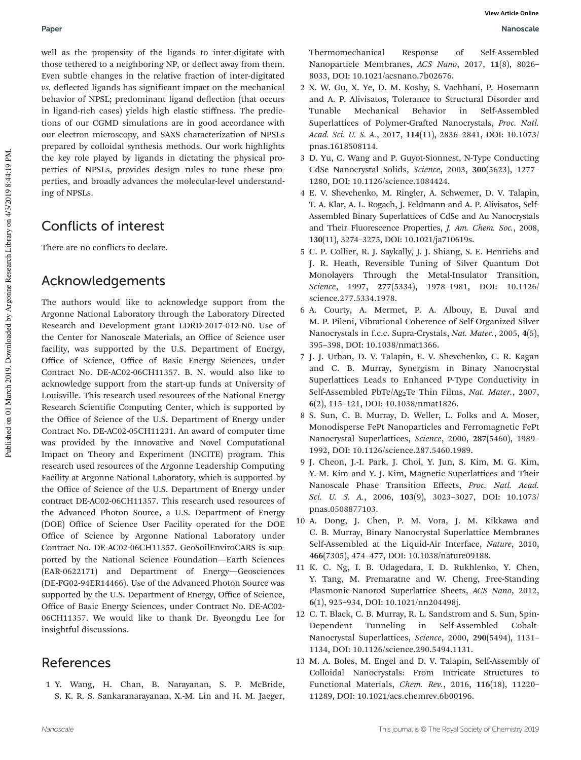well as the propensity of the ligands to inter-digitate with those tethered to a neighboring NP, or deflect away from them. Even subtle changes in the relative fraction of inter-digitated *vs.* deflected ligands has significant impact on the mechanical behavior of NPSL; predominant ligand deflection (that occurs in ligand-rich cases) yields high elastic stiffness. The predictions of our CGMD simulations are in good accordance with our electron microscopy, and SAXS characterization of NPSLs prepared by colloidal synthesis methods. Our work highlights the key role played by ligands in dictating the physical properties of NPSLs, provides design rules to tune these properties, and broadly advances the molecular-level understanding of NPSLs.

## Conflicts of interest

There are no conflicts to declare.

## Acknowledgements

The authors would like to acknowledge support from the Argonne National Laboratory through the Laboratory Directed Research and Development grant LDRD-2017-012-N0. Use of the Center for Nanoscale Materials, an Office of Science user facility, was supported by the U.S. Department of Energy, Office of Science, Office of Basic Energy Sciences, under Contract No. DE-AC02-06CH11357. B. N. would also like to acknowledge support from the start-up funds at University of Louisville. This research used resources of the National Energy Research Scientific Computing Center, which is supported by the Office of Science of the U.S. Department of Energy under Contract No. DE-AC02-05CH11231. An award of computer time was provided by the Innovative and Novel Computational Impact on Theory and Experiment (INCITE) program. This research used resources of the Argonne Leadership Computing Facility at Argonne National Laboratory, which is supported by the Office of Science of the U.S. Department of Energy under contract DE-AC02-06CH11357. This research used resources of the Advanced Photon Source, a U.S. Department of Energy (DOE) Office of Science User Facility operated for the DOE Office of Science by Argonne National Laboratory under Contract No. DE-AC02-06CH11357. GeoSoilEnviroCARS is supported by the National Science Foundation—Earth Sciences (EAR-0622171) and Department of Energy—Geosciences (DE-FG02-94ER14466). Use of the Advanced Photon Source was supported by the U.S. Department of Energy, Office of Science, Office of Basic Energy Sciences, under Contract No. DE-AC02-06CH11357. We would like to thank Dr. Byeongdu Lee for insightful discussions.

## References

1. Y. Wang, H. Chan, B. Narayanan, S. P. McBride, S. K. R. S. Sankaranarayanan, X.-M. Lin and H. M. Jaeger, Thermomechanical Response of Self-Assembled Nanoparticle Membranes, *ACS Nano*, 2017, **11**(8), 8026–8033, DOI: 10.1021/acsnano.7b02676.
2. X. W. Gu, X. Ye, D. M. Koshy, S. Vachhani, P. Hosemann and A. P. Alivisatos, Tolerance to Structural Disorder and Tunable Mechanical Behavior in Self-Assembled Superlattices of Polymer-Grafted Nanocrystals, *Proc. Natl. Acad. Sci. U. S. A.*, 2017, **114**(11), 2836–2841, DOI: 10.1073/pnas.1618508114.
3. D. Yu, C. Wang and P. Guyot-Sionnest, N-Type Conducting CdSe Nanocrystal Solids, *Science*, 2003, **300**(5623), 1277–1280, DOI: 10.1126/science.1084424.
4. E. V. Shevchenko, M. Ringler, A. Schwemer, D. V. Talapin, T. A. Klar, A. L. Rogach, J. Feldmann and A. P. Alivisatos, Self-Assembled Binary Superlattices of CdSe and Au Nanocrystals and Their Fluorescence Properties, *J. Am. Chem. Soc.*, 2008, **130**(11), 3274–3275, DOI: 10.1021/ja710619s.
5. C. P. Collier, R. J. Saykally, J. J. Shiang, S. E. Henrichs and J. R. Heath, Reversible Tuning of Silver Quantum Dot Monolayers Through the Metal-Insulator Transition, *Science*, 1997, **277**(5334), 1978–1981, DOI: 10.1126/science.277.5334.1978.
6. A. Courty, A. Mermet, P. A. Albouy, E. Duval and M. P. Pileni, Vibrational Coherence of Self-Organized Silver Nanocrystals in f.c.c. Supra-Crystals, *Nat. Mater.*, 2005, **4**(5), 395–398, DOI: 10.1038/nmat1366.
7. J. J. Urban, D. V. Talapin, E. V. Shevchenko, C. R. Kagan and C. B. Murray, Synergism in Binary Nanocrystal Superlattices Leads to Enhanced P-Type Conductivity in Self-Assembled PbTe/$Ag_2Te$ Thin Films, *Nat. Mater.*, 2007, **6**(2), 115–121, DOI: 10.1038/nmat1826.
8. S. Sun, C. B. Murray, D. Weller, L. Folks and A. Moser, Monodisperse FePt Nanoparticles and Ferromagnetic FePt Nanocrystal Superlattices, *Science*, 2000, **287**(5460), 1989–1992, DOI: 10.1126/science.287.5460.1989.
9. J. Cheon, J.-I. Park, J. Choi, Y. Jun, S. Kim, M. G. Kim, Y.-M. Kim and Y. J. Kim, Magnetic Superlattices and Their Nanoscale Phase Transition Effects, *Proc. Natl. Acad. Sci. U. S. A.*, 2006, **103**(9), 3023–3027, DOI: 10.1073/pnas.0508877103.
10. A. Dong, J. Chen, P. M. Vora, J. M. Kikkawa and C. B. Murray, Binary Nanocrystal Superlattice Membranes Self-Assembled at the Liquid-Air Interface, *Nature*, 2010, **466**(7305), 474–477, DOI: 10.1038/nature09188.
11. K. C. Ng, I. B. Udagedara, I. D. Rukhlenko, Y. Chen, Y. Tang, M. Premaratne and W. Cheng, Free-Standing Plasmonic-Nanorod Superlattice Sheets, *ACS Nano*, 2012, **6**(1), 925–934, DOI: 10.1021/nn204498j.
12. C. T. Black, C. B. Murray, R. L. Sandstrom and S. Sun, Spin-Dependent Tunneling in Self-Assembled Cobalt-Nanocrystal Superlattices, *Science*, 2000, **290**(5494), 1131–1134, DOI: 10.1126/science.290.5494.1131.
13. M. A. Boles, M. Engel and D. V. Talapin, Self-Assembly of Colloidal Nanocrystals: From Intricate Structures to Functional Materials, *Chem. Rev.*, 2016, **116**(18), 11220–11289, DOI: 10.1021/acs.chemrev.6b00196.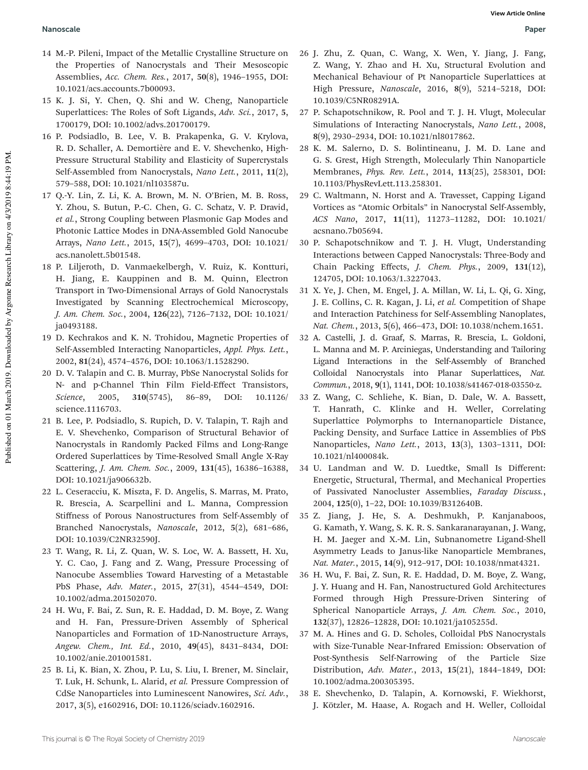14 M.-P. Pileni, Impact of the Metallic Crystalline Structure on the Properties of Nanocrystals and Their Mesoscopic Assemblies, *Acc. Chem. Res.*, 2017, **50**(8), 1946–1955, DOI: 10.1021/acs.accounts.7b00093.

15 K. J. Si, Y. Chen, Q. Shi and W. Cheng, Nanoparticle Superlattices: The Roles of Soft Ligands, *Adv. Sci.*, 2017, **5**, 1700179, DOI: 10.1002/advs.201700179.

16 P. Podsiadlo, B. Lee, V. B. Prakapenka, G. V. Krylova, R. D. Schaller, A. Demortière and E. V. Shevchenko, High-Pressure Structural Stability and Elasticity of Supercrystals Self-Assembled from Nanocrystals, *Nano Lett.*, 2011, **11**(2), 579–588, DOI: 10.1021/nl103587u.

17 Q.-Y. Lin, Z. Li, K. A. Brown, M. N. O'Brien, M. B. Ross, Y. Zhou, S. Butun, P.-C. Chen, G. C. Schatz, V. P. Dravid, *et al.*, Strong Coupling between Plasmonic Gap Modes and Photonic Lattice Modes in DNA-Assembled Gold Nanocube Arrays, *Nano Lett.*, 2015, **15**(7), 4699–4703, DOI: 10.1021/acs.nanolett.5b01548.

18 P. Liljeroth, D. Vanmaekelbergh, V. Ruiz, K. Kontturi, H. Jiang, E. Kauppinen and B. M. Quinn, Electron Transport in Two-Dimensional Arrays of Gold Nanocrystals Investigated by Scanning Electrochemical Microscopy, *J. Am. Chem. Soc.*, 2004, **126**(22), 7126–7132, DOI: 10.1021/ja0493188.

19 D. Kechrakos and K. N. Trohidou, Magnetic Properties of Self-Assembled Interacting Nanoparticles, *Appl. Phys. Lett.*, 2002, **81**(24), 4574–4576, DOI: 10.1063/1.1528290.

20 D. V. Talapin and C. B. Murray, PbSe Nanocrystal Solids for N- and p-Channel Thin Film Field-Effect Transistors, *Science*, 2005, **310**(5745), 86–89, DOI: 10.1126/science.1116703.

21 B. Lee, P. Podsiadlo, S. Rupich, D. V. Talapin, T. Rajh and E. V. Shevchenko, Comparison of Structural Behavior of Nanocrystals in Randomly Packed Films and Long-Range Ordered Superlattices by Time-Resolved Small Angle X-Ray Scattering, *J. Am. Chem. Soc.*, 2009, **131**(45), 16386–16388, DOI: 10.1021/ja906632b.

22 L. Ceseracciu, K. Miszta, F. D. Angelis, S. Marras, M. Prato, R. Brescia, A. Scarpellini and L. Manna, Compression Stiffness of Porous Nanostructures from Self-Assembly of Branched Nanocrystals, *Nanoscale*, 2012, **5**(2), 681–686, DOI: 10.1039/C2NR32590J.

23 T. Wang, R. Li, Z. Quan, W. S. Loc, W. A. Bassett, H. Xu, Y. C. Cao, J. Fang and Z. Wang, Pressure Processing of Nanocube Assemblies Toward Harvesting of a Metastable PbS Phase, *Adv. Mater.*, 2015, **27**(31), 4544–4549, DOI: 10.1002/adma.201502070.

24 H. Wu, F. Bai, Z. Sun, R. E. Haddad, D. M. Boye, Z. Wang and H. Fan, Pressure-Driven Assembly of Spherical Nanoparticles and Formation of 1D-Nanostructure Arrays, *Angew. Chem., Int. Ed.*, 2010, **49**(45), 8431–8434, DOI: 10.1002/anie.201001581.

25 B. Li, K. Bian, X. Zhou, P. Lu, S. Liu, I. Brener, M. Sinclair, T. Luk, H. Schunk, L. Alarid, *et al.* Pressure Compression of CdSe Nanoparticles into Luminescent Nanowires, *Sci. Adv.*, 2017, **3**(5), e1602916, DOI: 10.1126/sciadv.1602916.

26 J. Zhu, Z. Quan, C. Wang, X. Wen, Y. Jiang, J. Fang, Z. Wang, Y. Zhao and H. Xu, Structural Evolution and Mechanical Behaviour of Pt Nanoparticle Superlattices at High Pressure, *Nanoscale*, 2016, **8**(9), 5214–5218, DOI: 10.1039/C5NR08291A.

27 P. Schapotschnikow, R. Pool and T. J. H. Vlugt, Molecular Simulations of Interacting Nanocrystals, *Nano Lett.*, 2008, **8**(9), 2930–2934, DOI: 10.1021/nl8017862.

28 K. M. Salerno, D. S. Bolintineanu, J. M. D. Lane and G. S. Grest, High Strength, Molecularly Thin Nanoparticle Membranes, *Phys. Rev. Lett.*, 2014, **113**(25), 258301, DOI: 10.1103/PhysRevLett.113.258301.

29 C. Waltmann, N. Horst and A. Travesset, Capping Ligand Vortices as "Atomic Orbitals" in Nanocrystal Self-Assembly, *ACS Nano*, 2017, **11**(11), 11273–11282, DOI: 10.1021/acsnano.7b05694.

30 P. Schapotschnikow and T. J. H. Vlugt, Understanding Interactions between Capped Nanocrystals: Three-Body and Chain Packing Effects, *J. Chem. Phys.*, 2009, **131**(12), 124705, DOI: 10.1063/1.3227043.

31 X. Ye, J. Chen, M. Engel, J. A. Millan, W. Li, L. Qi, G. Xing, J. E. Collins, C. R. Kagan, J. Li, *et al.* Competition of Shape and Interaction Patchiness for Self-Assembling Nanoplates, *Nat. Chem.*, 2013, **5**(6), 466–473, DOI: 10.1038/nchem.1651.

32 A. Castelli, J. d. Graaf, S. Marras, R. Brescia, L. Goldoni, L. Manna and M. P. Arciniegas, Understanding and Tailoring Ligand Interactions in the Self-Assembly of Branched Colloidal Nanocrystals into Planar Superlattices, *Nat. Commun.*, 2018, **9**(1), 1141, DOI: 10.1038/s41467-018-03550-z.

33 Z. Wang, C. Schliehe, K. Bian, D. Dale, W. A. Bassett, T. Hanrath, C. Klinke and H. Weller, Correlating Superlattice Polymorphs to Internanoparticle Distance, Packing Density, and Surface Lattice in Assemblies of PbS Nanoparticles, *Nano Lett.*, 2013, **13**(3), 1303–1311, DOI: 10.1021/nl400084k.

34 U. Landman and W. D. Luedtke, Small Is Different: Energetic, Structural, Thermal, and Mechanical Properties of Passivated Nanocluster Assemblies, *Faraday Discuss.*, 2004, **125**(0), 1–22, DOI: 10.1039/B312640B.

35 Z. Jiang, J. He, S. A. Deshmukh, P. Kanjanaboos, G. Kamath, Y. Wang, S. K. R. S. Sankaranarayanan, J. Wang, H. M. Jaeger and X.-M. Lin, Subnanometre Ligand-Shell Asymmetry Leads to Janus-like Nanoparticle Membranes, *Nat. Mater.*, 2015, **14**(9), 912–917, DOI: 10.1038/nmat4321.

36 H. Wu, F. Bai, Z. Sun, R. E. Haddad, D. M. Boye, Z. Wang, J. Y. Huang and H. Fan, Nanostructured Gold Architectures Formed through High Pressure-Driven Sintering of Spherical Nanoparticle Arrays, *J. Am. Chem. Soc.*, 2010, **132**(37), 12826–12828, DOI: 10.1021/ja105255d.

37 M. A. Hines and G. D. Scholes, Colloidal PbS Nanocrystals with Size-Tunable Near-Infrared Emission: Observation of Post-Synthesis Self-Narrowing of the Particle Size Distribution, *Adv. Mater.*, 2013, **15**(21), 1844–1849, DOI: 10.1002/adma.200305395.

38 E. Shevchenko, D. Talapin, A. Kornowski, F. Wiekhorst, J. Kötzler, M. Haase, A. Rogach and H. Weller, Colloidal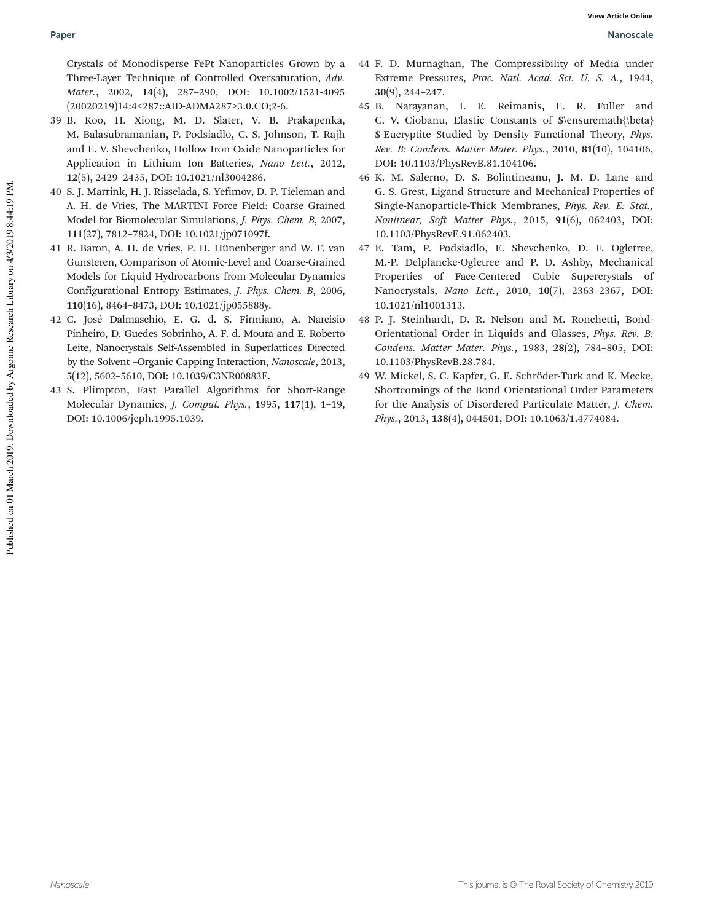Crystals of Monodisperse FePt Nanoparticles Grown by a Three-Layer Technique of Controlled Oversaturation, *Adv. Mater.*, 2002, **14**(4), 287–290, DOI: 10.1002/1521-4095(20020219)14:4<287::AID-ADMA287>3.0.CO;2-6.

39 B. Koo, H. Xiong, M. D. Slater, V. B. Prakapenka, M. Balasubramanian, P. Podsiadlo, C. S. Johnson, T. Rajh and E. V. Shevchenko, Hollow Iron Oxide Nanoparticles for Application in Lithium Ion Batteries, *Nano Lett.*, 2012, **12**(5), 2429–2435, DOI: 10.1021/nl3004286.

40 S. J. Marrink, H. J. Risselada, S. Yefimov, D. P. Tieleman and A. H. de Vries, The MARTINI Force Field: Coarse Grained Model for Biomolecular Simulations, *J. Phys. Chem. B*, 2007, **111**(27), 7812–7824, DOI: 10.1021/jp071097f.

41 R. Baron, A. H. de Vries, P. H. Hünenberger and W. F. van Gunsteren, Comparison of Atomic-Level and Coarse-Grained Models for Liquid Hydrocarbons from Molecular Dynamics Configurational Entropy Estimates, *J. Phys. Chem. B*, 2006, **110**(16), 8464–8473, DOI: 10.1021/jp055888y.

42 C. José Dalmaschio, E. G. d. S. Firmiano, A. Narcisio Pinheiro, D. Guedes Sobrinho, A. F. d. Moura and E. Roberto Leite, Nanocrystals Self-Assembled in Superlattices Directed by the Solvent –Organic Capping Interaction, *Nanoscale*, 2013, **5**(12), 5602–5610, DOI: 10.1039/C3NR00883E.

43 S. Plimpton, Fast Parallel Algorithms for Short-Range Molecular Dynamics, *J. Comput. Phys.*, 1995, **117**(1), 1–19, DOI: 10.1006/jcph.1995.1039.

44 F. D. Murnaghan, The Compressibility of Media under Extreme Pressures, *Proc. Natl. Acad. Sci. U. S. A.*, 1944, **30**(9), 244–247.

45 B. Narayanan, I. E. Reimanis, E. R. Fuller and C. V. Ciobanu, Elastic Constants of $\ensuremath{\beta}$-Eucryptite Studied by Density Functional Theory, *Phys. Rev. B: Condens. Matter Mater. Phys.*, 2010, **81**(10), 104106, DOI: 10.1103/PhysRevB.81.104106.

46 K. M. Salerno, D. S. Bolintineanu, J. M. D. Lane and G. S. Grest, Ligand Structure and Mechanical Properties of Single-Nanoparticle-Thick Membranes, *Phys. Rev. E: Stat., Nonlinear, Soft Matter Phys.*, 2015, **91**(6), 062403, DOI: 10.1103/PhysRevE.91.062403.

47 E. Tam, P. Podsiadlo, E. Shevchenko, D. F. Ogletree, M.-P. Delplancke-Ogletree and P. D. Ashby, Mechanical Properties of Face-Centered Cubic Supercrystals of Nanocrystals, *Nano Lett.*, 2010, **10**(7), 2363–2367, DOI: 10.1021/nl1001313.

48 P. J. Steinhardt, D. R. Nelson and M. Ronchetti, Bond-Orientational Order in Liquids and Glasses, *Phys. Rev. B: Condens. Matter Mater. Phys.*, 1983, **28**(2), 784–805, DOI: 10.1103/PhysRevB.28.784.

49 W. Mickel, S. C. Kapfer, G. E. Schröder-Turk and K. Mecke, Shortcomings of the Bond Orientational Order Parameters for the Analysis of Disordered Particulate Matter, *J. Chem. Phys.*, 2013, **138**(4), 044501, DOI: 10.1063/1.4774084.